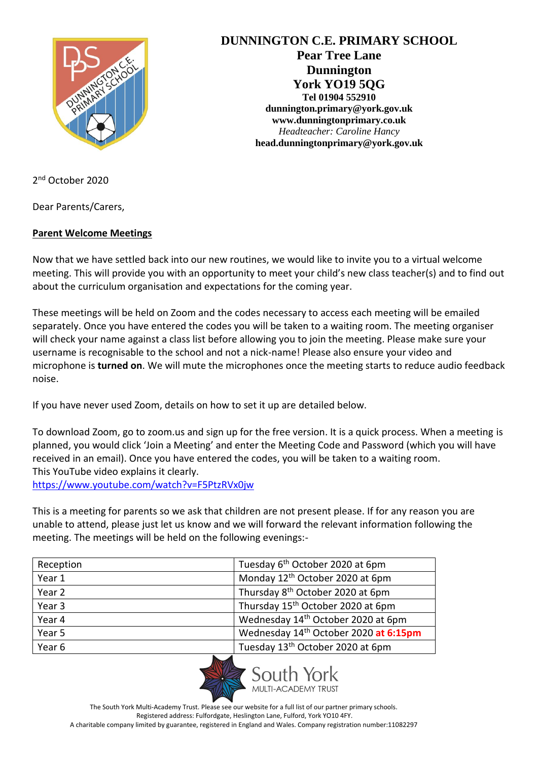**DUNNINGTON C.E. PRIMARY SCHOOL**
**Pear Tree Lane**
**Dunnington**
**York YO19 5QG**
**Tel 01904 552910**
**dunnington.primary@york.gov.uk**
**www.dunningtonprimary.co.uk**
*Headteacher: Caroline Hancy*
**head.dunningtonprimary@york.gov.uk**

2nd October 2020

Dear Parents/Carers,

**Parent Welcome Meetings**

Now that we have settled back into our new routines, we would like to invite you to a virtual welcome meeting. This will provide you with an opportunity to meet your child's new class teacher(s) and to find out about the curriculum organisation and expectations for the coming year.

These meetings will be held on Zoom and the codes necessary to access each meeting will be emailed separately. Once you have entered the codes you will be taken to a waiting room. The meeting organiser will check your name against a class list before allowing you to join the meeting. Please make sure your username is recognisable to the school and not a nick-name! Please also ensure your video and microphone is **turned on**. We will mute the microphones once the meeting starts to reduce audio feedback noise.

If you have never used Zoom, details on how to set it up are detailed below.

To download Zoom, go to zoom.us and sign up for the free version. It is a quick process. When a meeting is planned, you would click 'Join a Meeting' and enter the Meeting Code and Password (which you will have received in an email). Once you have entered the codes, you will be taken to a waiting room.
This YouTube video explains it clearly.
https://www.youtube.com/watch?v=F5PtzRVx0jw

This is a meeting for parents so we ask that children are not present please. If for any reason you are unable to attend, please just let us know and we will forward the relevant information following the meeting. The meetings will be held on the following evenings:-

| | |
|---|---|
| Reception | Tuesday 6th October 2020 at 6pm |
| Year 1 | Monday 12th October 2020 at 6pm |
| Year 2 | Thursday 8th October 2020 at 6pm |
| Year 3 | Thursday 15th October 2020 at 6pm |
| Year 4 | Wednesday 14th October 2020 at 6pm |
| Year 5 | Wednesday 14th October 2020 **at 6:15pm** |
| Year 6 | Tuesday 13th October 2020 at 6pm |

South York MULTI-ACADEMY TRUST

The South York Multi-Academy Trust. Please see our website for a full list of our partner primary schools.
Registered address: Fulfordgate, Heslington Lane, Fulford, York YO10 4FY.
A charitable company limited by guarantee, registered in England and Wales. Company registration number:11082297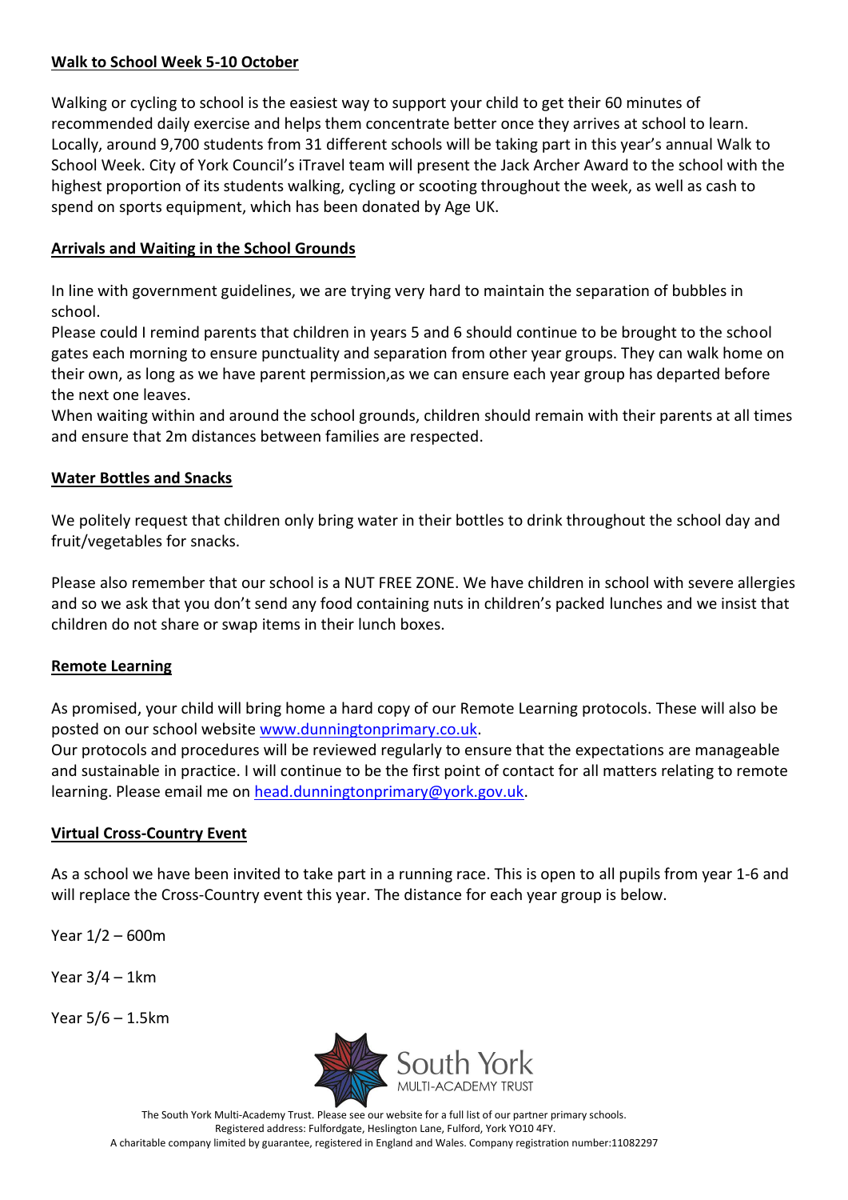## Walk to School Week 5-10 October

Walking or cycling to school is the easiest way to support your child to get their 60 minutes of recommended daily exercise and helps them concentrate better once they arrives at school to learn. Locally, around 9,700 students from 31 different schools will be taking part in this year's annual Walk to School Week. City of York Council's iTravel team will present the Jack Archer Award to the school with the highest proportion of its students walking, cycling or scooting throughout the week, as well as cash to spend on sports equipment, which has been donated by Age UK.

## Arrivals and Waiting in the School Grounds

In line with government guidelines, we are trying very hard to maintain the separation of bubbles in school.

Please could I remind parents that children in years 5 and 6 should continue to be brought to the school gates each morning to ensure punctuality and separation from other year groups. They can walk home on their own, as long as we have parent permission,as we can ensure each year group has departed before the next one leaves.

When waiting within and around the school grounds, children should remain with their parents at all times and ensure that 2m distances between families are respected.

## Water Bottles and Snacks

We politely request that children only bring water in their bottles to drink throughout the school day and fruit/vegetables for snacks.

Please also remember that our school is a NUT FREE ZONE. We have children in school with severe allergies and so we ask that you don't send any food containing nuts in children's packed lunches and we insist that children do not share or swap items in their lunch boxes.

## Remote Learning

As promised, your child will bring home a hard copy of our Remote Learning protocols. These will also be posted on our school website [www.dunningtonprimary.co.uk](http://www.dunningtonprimary.co.uk).

Our protocols and procedures will be reviewed regularly to ensure that the expectations are manageable and sustainable in practice. I will continue to be the first point of contact for all matters relating to remote learning. Please email me on [head.dunningtonprimary@york.gov.uk](mailto:head.dunningtonprimary@york.gov.uk).

## Virtual Cross-Country Event

As a school we have been invited to take part in a running race. This is open to all pupils from year 1-6 and will replace the Cross-Country event this year. The distance for each year group is below.

Year 1/2 – 600m

Year 3/4 – 1km

Year 5/6 – 1.5km

South York MULTI-ACADEMY TRUST

The South York Multi-Academy Trust. Please see our website for a full list of our partner primary schools.
Registered address: Fulfordgate, Heslington Lane, Fulford, York YO10 4FY.
A charitable company limited by guarantee, registered in England and Wales. Company registration number:11082297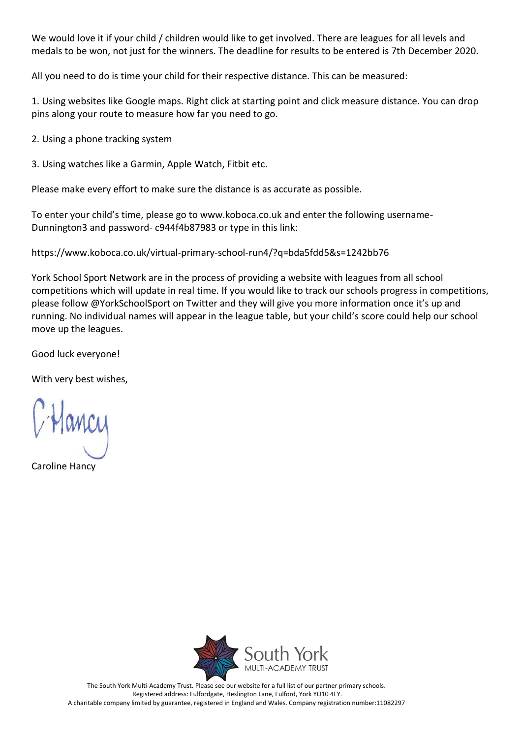We would love it if your child / children would like to get involved. There are leagues for all levels and medals to be won, not just for the winners. The deadline for results to be entered is 7th December 2020.

All you need to do is time your child for their respective distance. This can be measured:

1. Using websites like Google maps. Right click at starting point and click measure distance. You can drop pins along your route to measure how far you need to go.

2. Using a phone tracking system

3. Using watches like a Garmin, Apple Watch, Fitbit etc.

Please make every effort to make sure the distance is as accurate as possible.

To enter your child's time, please go to www.koboca.co.uk and enter the following username- Dunnington3 and password- c944f4b87983 or type in this link:

https://www.koboca.co.uk/virtual-primary-school-run4/?q=bda5fdd5&s=1242bb76

York School Sport Network are in the process of providing a website with leagues from all school competitions which will update in real time. If you would like to track our schools progress in competitions, please follow @YorkSchoolSport on Twitter and they will give you more information once it's up and running. No individual names will appear in the league table, but your child's score could help our school move up the leagues.

Good luck everyone!

With very best wishes,

C Hancy

Caroline Hancy

South York MULTI-ACADEMY TRUST

The South York Multi-Academy Trust. Please see our website for a full list of our partner primary schools.
Registered address: Fulfordgate, Heslington Lane, Fulford, York YO10 4FY.
A charitable company limited by guarantee, registered in England and Wales. Company registration number:11082297